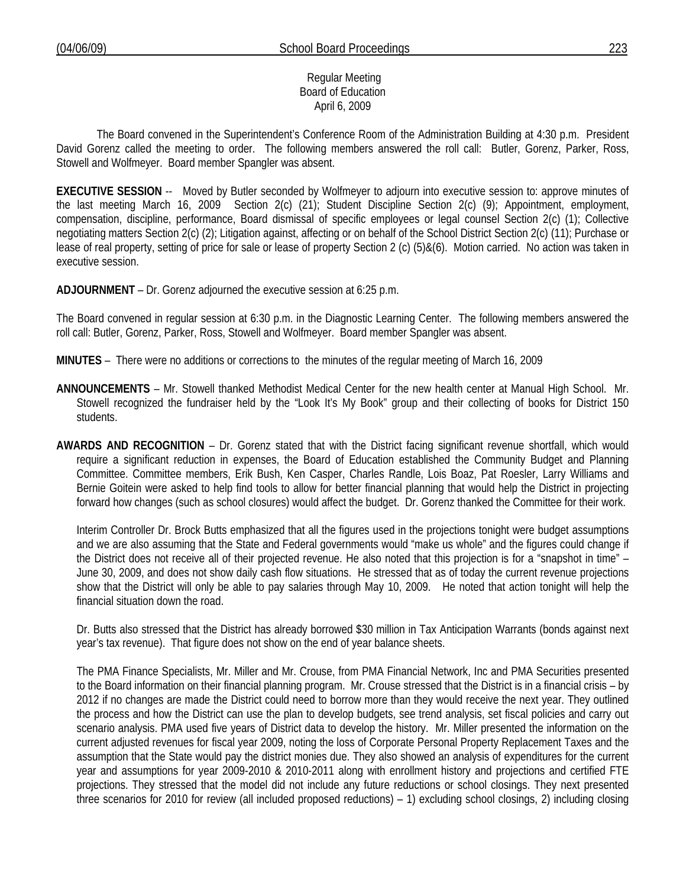Regular Meeting
Board of Education
April 6, 2009

The Board convened in the Superintendent's Conference Room of the Administration Building at 4:30 p.m. President David Gorenz called the meeting to order. The following members answered the roll call: Butler, Gorenz, Parker, Ross, Stowell and Wolfmeyer. Board member Spangler was absent.

**EXECUTIVE SESSION** -- Moved by Butler seconded by Wolfmeyer to adjourn into executive session to: approve minutes of the last meeting March 16, 2009 Section 2(c) (21); Student Discipline Section 2(c) (9); Appointment, employment, compensation, discipline, performance, Board dismissal of specific employees or legal counsel Section 2(c) (1); Collective negotiating matters Section 2(c) (2); Litigation against, affecting or on behalf of the School District Section 2(c) (11); Purchase or lease of real property, setting of price for sale or lease of property Section 2 (c) (5)&(6). Motion carried. No action was taken in executive session.

**ADJOURNMENT** – Dr. Gorenz adjourned the executive session at 6:25 p.m.

The Board convened in regular session at 6:30 p.m. in the Diagnostic Learning Center. The following members answered the roll call: Butler, Gorenz, Parker, Ross, Stowell and Wolfmeyer. Board member Spangler was absent.

**MINUTES** – There were no additions or corrections to the minutes of the regular meeting of March 16, 2009

**ANNOUNCEMENTS** – Mr. Stowell thanked Methodist Medical Center for the new health center at Manual High School. Mr. Stowell recognized the fundraiser held by the "Look It's My Book" group and their collecting of books for District 150 students.

**AWARDS AND RECOGNITION** – Dr. Gorenz stated that with the District facing significant revenue shortfall, which would require a significant reduction in expenses, the Board of Education established the Community Budget and Planning Committee. Committee members, Erik Bush, Ken Casper, Charles Randle, Lois Boaz, Pat Roesler, Larry Williams and Bernie Goitein were asked to help find tools to allow for better financial planning that would help the District in projecting forward how changes (such as school closures) would affect the budget. Dr. Gorenz thanked the Committee for their work.

Interim Controller Dr. Brock Butts emphasized that all the figures used in the projections tonight were budget assumptions and we are also assuming that the State and Federal governments would "make us whole" and the figures could change if the District does not receive all of their projected revenue. He also noted that this projection is for a "snapshot in time" – June 30, 2009, and does not show daily cash flow situations. He stressed that as of today the current revenue projections show that the District will only be able to pay salaries through May 10, 2009. He noted that action tonight will help the financial situation down the road.

Dr. Butts also stressed that the District has already borrowed $30 million in Tax Anticipation Warrants (bonds against next year's tax revenue). That figure does not show on the end of year balance sheets.

The PMA Finance Specialists, Mr. Miller and Mr. Crouse, from PMA Financial Network, Inc and PMA Securities presented to the Board information on their financial planning program. Mr. Crouse stressed that the District is in a financial crisis – by 2012 if no changes are made the District could need to borrow more than they would receive the next year. They outlined the process and how the District can use the plan to develop budgets, see trend analysis, set fiscal policies and carry out scenario analysis. PMA used five years of District data to develop the history. Mr. Miller presented the information on the current adjusted revenues for fiscal year 2009, noting the loss of Corporate Personal Property Replacement Taxes and the assumption that the State would pay the district monies due. They also showed an analysis of expenditures for the current year and assumptions for year 2009-2010 & 2010-2011 along with enrollment history and projections and certified FTE projections. They stressed that the model did not include any future reductions or school closings. They next presented three scenarios for 2010 for review (all included proposed reductions) – 1) excluding school closings, 2) including closing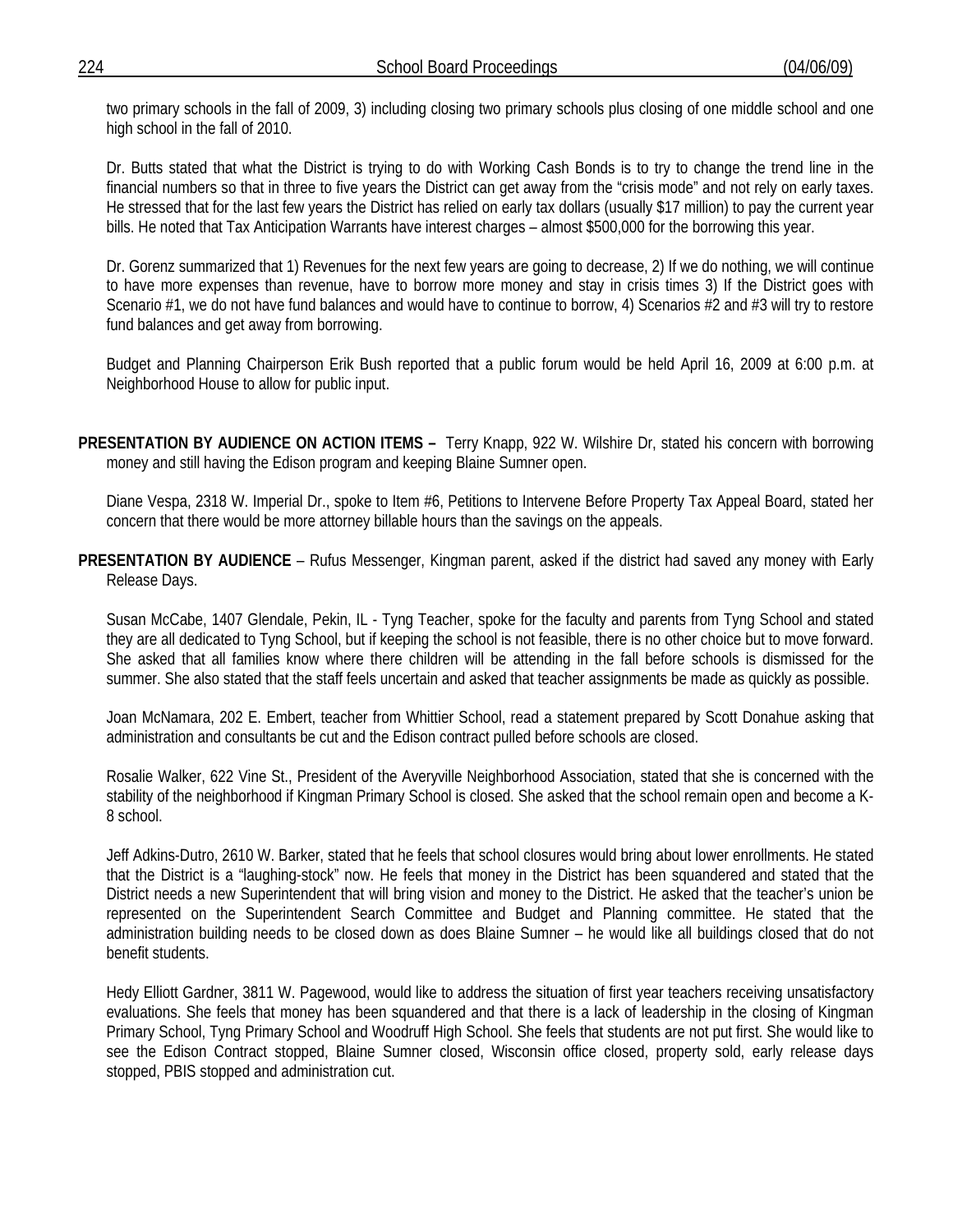two primary schools in the fall of 2009, 3) including closing two primary schools plus closing of one middle school and one high school in the fall of 2010.

Dr. Butts stated that what the District is trying to do with Working Cash Bonds is to try to change the trend line in the financial numbers so that in three to five years the District can get away from the "crisis mode" and not rely on early taxes. He stressed that for the last few years the District has relied on early tax dollars (usually $17 million) to pay the current year bills. He noted that Tax Anticipation Warrants have interest charges – almost $500,000 for the borrowing this year.

Dr. Gorenz summarized that 1) Revenues for the next few years are going to decrease, 2) If we do nothing, we will continue to have more expenses than revenue, have to borrow more money and stay in crisis times 3) If the District goes with Scenario #1, we do not have fund balances and would have to continue to borrow, 4) Scenarios #2 and #3 will try to restore fund balances and get away from borrowing.

Budget and Planning Chairperson Erik Bush reported that a public forum would be held April 16, 2009 at 6:00 p.m. at Neighborhood House to allow for public input.

**PRESENTATION BY AUDIENCE ON ACTION ITEMS –** Terry Knapp, 922 W. Wilshire Dr, stated his concern with borrowing money and still having the Edison program and keeping Blaine Sumner open.

Diane Vespa, 2318 W. Imperial Dr., spoke to Item #6, Petitions to Intervene Before Property Tax Appeal Board, stated her concern that there would be more attorney billable hours than the savings on the appeals.

**PRESENTATION BY AUDIENCE** – Rufus Messenger, Kingman parent, asked if the district had saved any money with Early Release Days.

Susan McCabe, 1407 Glendale, Pekin, IL - Tyng Teacher, spoke for the faculty and parents from Tyng School and stated they are all dedicated to Tyng School, but if keeping the school is not feasible, there is no other choice but to move forward. She asked that all families know where there children will be attending in the fall before schools is dismissed for the summer. She also stated that the staff feels uncertain and asked that teacher assignments be made as quickly as possible.

Joan McNamara, 202 E. Embert, teacher from Whittier School, read a statement prepared by Scott Donahue asking that administration and consultants be cut and the Edison contract pulled before schools are closed.

Rosalie Walker, 622 Vine St., President of the Averyville Neighborhood Association, stated that she is concerned with the stability of the neighborhood if Kingman Primary School is closed. She asked that the school remain open and become a K-8 school.

Jeff Adkins-Dutro, 2610 W. Barker, stated that he feels that school closures would bring about lower enrollments. He stated that the District is a "laughing-stock" now. He feels that money in the District has been squandered and stated that the District needs a new Superintendent that will bring vision and money to the District. He asked that the teacher's union be represented on the Superintendent Search Committee and Budget and Planning committee. He stated that the administration building needs to be closed down as does Blaine Sumner – he would like all buildings closed that do not benefit students.

Hedy Elliott Gardner, 3811 W. Pagewood, would like to address the situation of first year teachers receiving unsatisfactory evaluations. She feels that money has been squandered and that there is a lack of leadership in the closing of Kingman Primary School, Tyng Primary School and Woodruff High School. She feels that students are not put first. She would like to see the Edison Contract stopped, Blaine Sumner closed, Wisconsin office closed, property sold, early release days stopped, PBIS stopped and administration cut.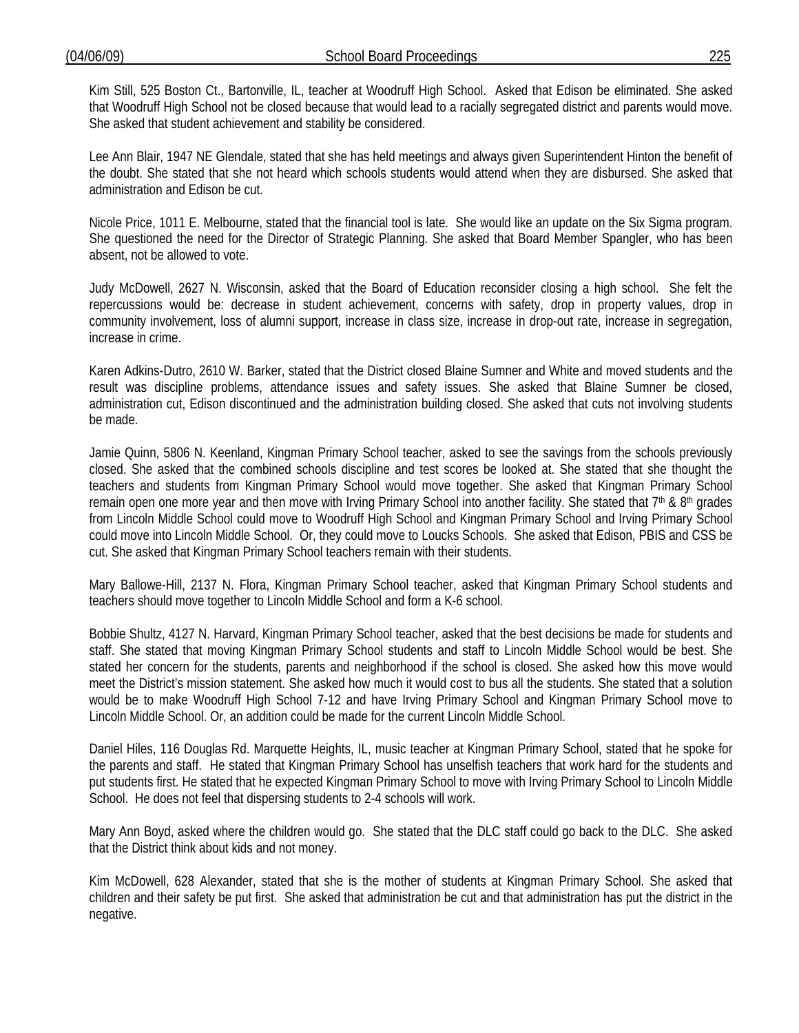Kim Still, 525 Boston Ct., Bartonville, IL, teacher at Woodruff High School. Asked that Edison be eliminated. She asked that Woodruff High School not be closed because that would lead to a racially segregated district and parents would move. She asked that student achievement and stability be considered.

Lee Ann Blair, 1947 NE Glendale, stated that she has held meetings and always given Superintendent Hinton the benefit of the doubt. She stated that she not heard which schools students would attend when they are disbursed. She asked that administration and Edison be cut.

Nicole Price, 1011 E. Melbourne, stated that the financial tool is late. She would like an update on the Six Sigma program. She questioned the need for the Director of Strategic Planning. She asked that Board Member Spangler, who has been absent, not be allowed to vote.

Judy McDowell, 2627 N. Wisconsin, asked that the Board of Education reconsider closing a high school. She felt the repercussions would be: decrease in student achievement, concerns with safety, drop in property values, drop in community involvement, loss of alumni support, increase in class size, increase in drop-out rate, increase in segregation, increase in crime.

Karen Adkins-Dutro, 2610 W. Barker, stated that the District closed Blaine Sumner and White and moved students and the result was discipline problems, attendance issues and safety issues. She asked that Blaine Sumner be closed, administration cut, Edison discontinued and the administration building closed. She asked that cuts not involving students be made.

Jamie Quinn, 5806 N. Keenland, Kingman Primary School teacher, asked to see the savings from the schools previously closed. She asked that the combined schools discipline and test scores be looked at. She stated that she thought the teachers and students from Kingman Primary School would move together. She asked that Kingman Primary School remain open one more year and then move with Irving Primary School into another facility. She stated that 7th & 8th grades from Lincoln Middle School could move to Woodruff High School and Kingman Primary School and Irving Primary School could move into Lincoln Middle School. Or, they could move to Loucks Schools. She asked that Edison, PBIS and CSS be cut. She asked that Kingman Primary School teachers remain with their students.

Mary Ballowe-Hill, 2137 N. Flora, Kingman Primary School teacher, asked that Kingman Primary School students and teachers should move together to Lincoln Middle School and form a K-6 school.

Bobbie Shultz, 4127 N. Harvard, Kingman Primary School teacher, asked that the best decisions be made for students and staff. She stated that moving Kingman Primary School students and staff to Lincoln Middle School would be best. She stated her concern for the students, parents and neighborhood if the school is closed. She asked how this move would meet the District's mission statement. She asked how much it would cost to bus all the students. She stated that a solution would be to make Woodruff High School 7-12 and have Irving Primary School and Kingman Primary School move to Lincoln Middle School. Or, an addition could be made for the current Lincoln Middle School.

Daniel Hiles, 116 Douglas Rd. Marquette Heights, IL, music teacher at Kingman Primary School, stated that he spoke for the parents and staff. He stated that Kingman Primary School has unselfish teachers that work hard for the students and put students first. He stated that he expected Kingman Primary School to move with Irving Primary School to Lincoln Middle School. He does not feel that dispersing students to 2-4 schools will work.

Mary Ann Boyd, asked where the children would go. She stated that the DLC staff could go back to the DLC. She asked that the District think about kids and not money.

Kim McDowell, 628 Alexander, stated that she is the mother of students at Kingman Primary School. She asked that children and their safety be put first. She asked that administration be cut and that administration has put the district in the negative.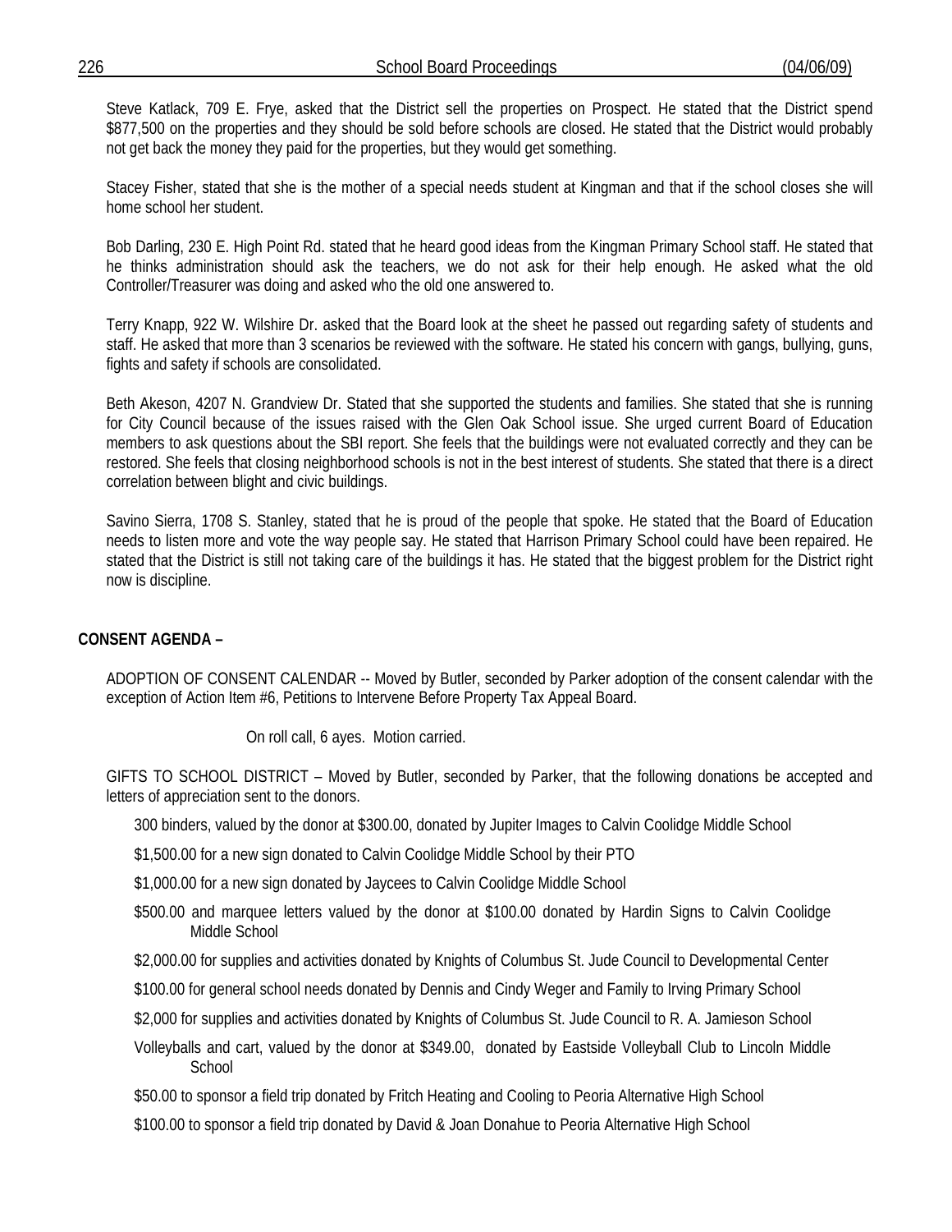Steve Katlack, 709 E. Frye, asked that the District sell the properties on Prospect. He stated that the District spend $877,500 on the properties and they should be sold before schools are closed. He stated that the District would probably not get back the money they paid for the properties, but they would get something.

Stacey Fisher, stated that she is the mother of a special needs student at Kingman and that if the school closes she will home school her student.

Bob Darling, 230 E. High Point Rd. stated that he heard good ideas from the Kingman Primary School staff. He stated that he thinks administration should ask the teachers, we do not ask for their help enough. He asked what the old Controller/Treasurer was doing and asked who the old one answered to.

Terry Knapp, 922 W. Wilshire Dr. asked that the Board look at the sheet he passed out regarding safety of students and staff. He asked that more than 3 scenarios be reviewed with the software. He stated his concern with gangs, bullying, guns, fights and safety if schools are consolidated.

Beth Akeson, 4207 N. Grandview Dr. Stated that she supported the students and families. She stated that she is running for City Council because of the issues raised with the Glen Oak School issue. She urged current Board of Education members to ask questions about the SBI report. She feels that the buildings were not evaluated correctly and they can be restored. She feels that closing neighborhood schools is not in the best interest of students. She stated that there is a direct correlation between blight and civic buildings.

Savino Sierra, 1708 S. Stanley, stated that he is proud of the people that spoke. He stated that the Board of Education needs to listen more and vote the way people say. He stated that Harrison Primary School could have been repaired. He stated that the District is still not taking care of the buildings it has. He stated that the biggest problem for the District right now is discipline.

**CONSENT AGENDA –**

ADOPTION OF CONSENT CALENDAR -- Moved by Butler, seconded by Parker adoption of the consent calendar with the exception of Action Item #6, Petitions to Intervene Before Property Tax Appeal Board.

On roll call, 6 ayes. Motion carried.

GIFTS TO SCHOOL DISTRICT – Moved by Butler, seconded by Parker, that the following donations be accepted and letters of appreciation sent to the donors.

300 binders, valued by the donor at $300.00, donated by Jupiter Images to Calvin Coolidge Middle School

$1,500.00 for a new sign donated to Calvin Coolidge Middle School by their PTO

$1,000.00 for a new sign donated by Jaycees to Calvin Coolidge Middle School

$500.00 and marquee letters valued by the donor at $100.00 donated by Hardin Signs to Calvin Coolidge Middle School

$2,000.00 for supplies and activities donated by Knights of Columbus St. Jude Council to Developmental Center

$100.00 for general school needs donated by Dennis and Cindy Weger and Family to Irving Primary School

$2,000 for supplies and activities donated by Knights of Columbus St. Jude Council to R. A. Jamieson School

Volleyballs and cart, valued by the donor at $349.00, donated by Eastside Volleyball Club to Lincoln Middle School

$50.00 to sponsor a field trip donated by Fritch Heating and Cooling to Peoria Alternative High School

$100.00 to sponsor a field trip donated by David & Joan Donahue to Peoria Alternative High School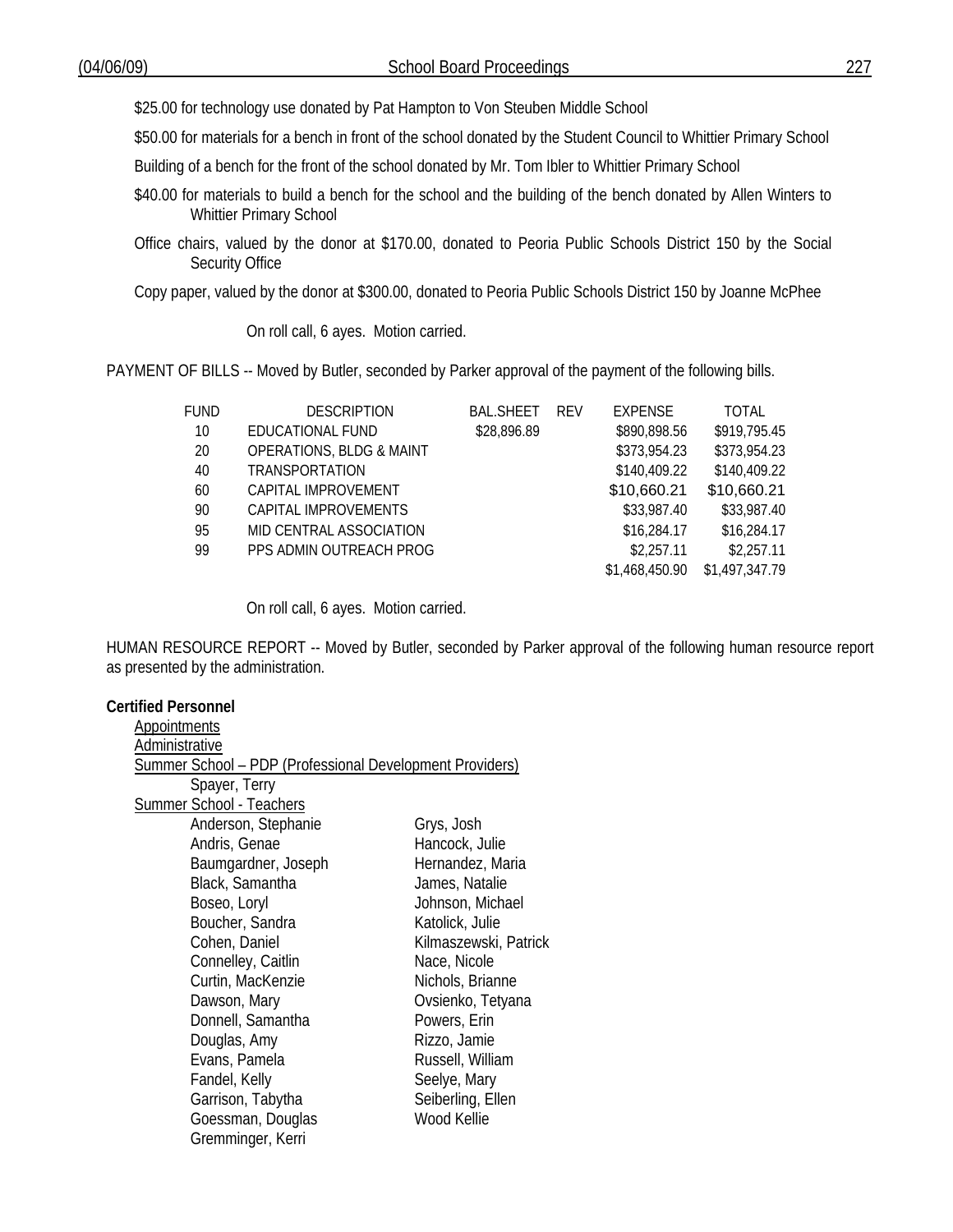$25.00 for technology use donated by Pat Hampton to Von Steuben Middle School

$50.00 for materials for a bench in front of the school donated by the Student Council to Whittier Primary School

Building of a bench for the front of the school donated by Mr. Tom Ibler to Whittier Primary School

$40.00 for materials to build a bench for the school and the building of the bench donated by Allen Winters to Whittier Primary School

Office chairs, valued by the donor at $170.00, donated to Peoria Public Schools District 150 by the Social Security Office

Copy paper, valued by the donor at $300.00, donated to Peoria Public Schools District 150 by Joanne McPhee

On roll call, 6 ayes. Motion carried.

PAYMENT OF BILLS -- Moved by Butler, seconded by Parker approval of the payment of the following bills.

| FUND | DESCRIPTION | BAL.SHEET | REV | EXPENSE | TOTAL |
|---|---|---|---|---|---|
| 10 | EDUCATIONAL FUND | $28,896.89 | | $890,898.56 | $919,795.45 |
| 20 | OPERATIONS, BLDG & MAINT | | | $373,954.23 | $373,954.23 |
| 40 | TRANSPORTATION | | | $140,409.22 | $140,409.22 |
| 60 | CAPITAL IMPROVEMENT | | | $10,660.21 | $10,660.21 |
| 90 | CAPITAL IMPROVEMENTS | | | $33,987.40 | $33,987.40 |
| 95 | MID CENTRAL ASSOCIATION | | | $16,284.17 | $16,284.17 |
| 99 | PPS ADMIN OUTREACH PROG | | | $2,257.11 | $2,257.11 |
| | | | | $1,468,450.90 | $1,497,347.79 |

On roll call, 6 ayes. Motion carried.

HUMAN RESOURCE REPORT -- Moved by Butler, seconded by Parker approval of the following human resource report as presented by the administration.

**Certified Personnel**

Appointments

Administrative

Summer School – PDP (Professional Development Providers)

Spayer, Terry

Summer School - Teachers

Anderson, Stephanie
Andris, Genae
Baumgardner, Joseph
Black, Samantha
Boseo, Loryl
Boucher, Sandra
Cohen, Daniel
Connelley, Caitlin
Curtin, MacKenzie
Dawson, Mary
Donnell, Samantha
Douglas, Amy
Evans, Pamela
Fandel, Kelly
Garrison, Tabytha
Goessman, Douglas
Gremminger, Kerri
Grys, Josh
Hancock, Julie
Hernandez, Maria
James, Natalie
Johnson, Michael
Katolick, Julie
Kilmaszewski, Patrick
Nace, Nicole
Nichols, Brianne
Ovsienko, Tetyana
Powers, Erin
Rizzo, Jamie
Russell, William
Seelye, Mary
Seiberling, Ellen
Wood Kellie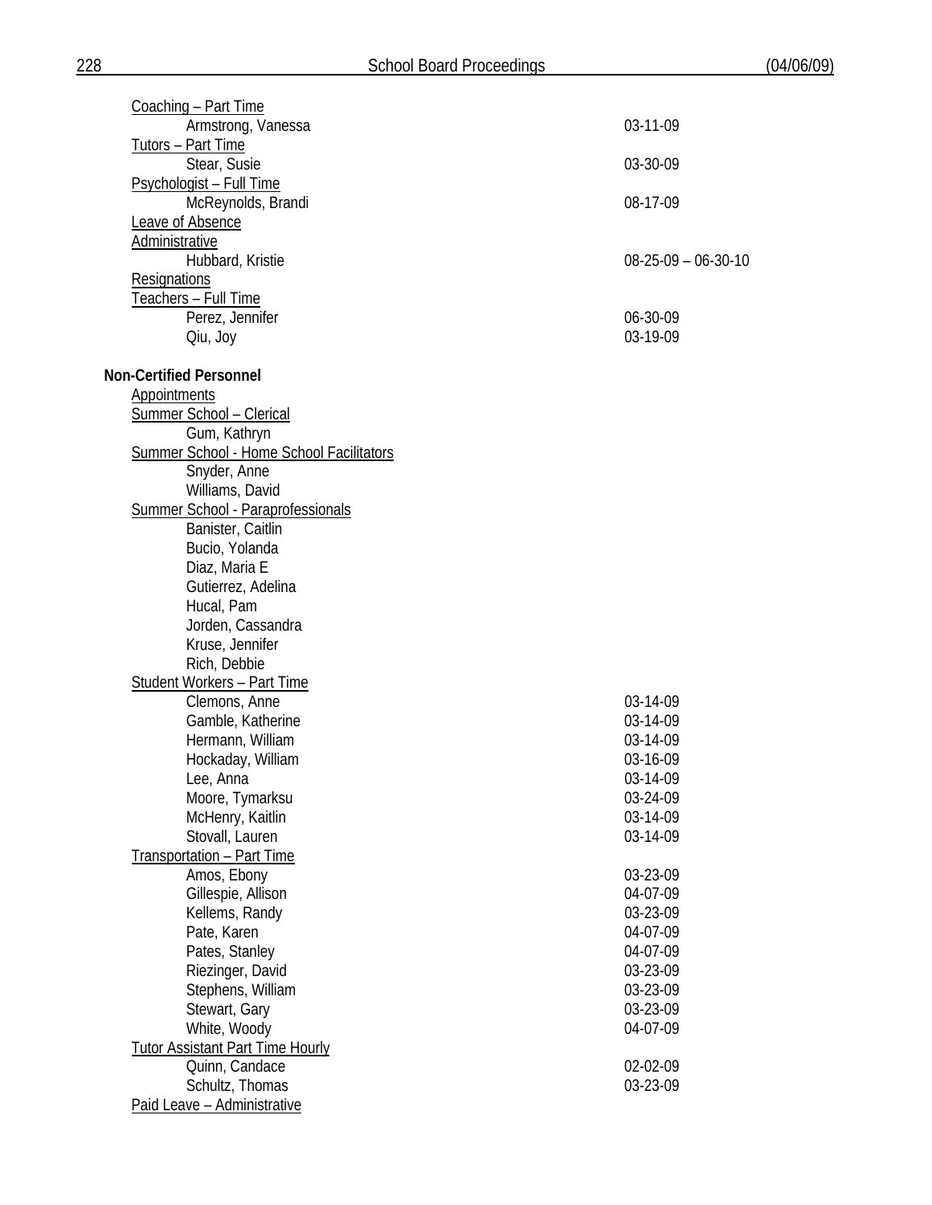Coaching – Part Time

| | |
|---|---|
| Armstrong, Vanessa | 03-11-09 |

Tutors – Part Time

| | |
|---|---|
| Stear, Susie | 03-30-09 |

Psychologist – Full Time

| | |
|---|---|
| McReynolds, Brandi | 08-17-09 |

Leave of Absence

Administrative

| | |
|---|---|
| Hubbard, Kristie | 08-25-09 – 06-30-10 |

Resignations

Teachers – Full Time

| | |
|---|---|
| Perez, Jennifer | 06-30-09 |
| Qiu, Joy | 03-19-09 |

**Non-Certified Personnel**

Appointments

Summer School – Clerical

- Gum, Kathryn

Summer School - Home School Facilitators

- Snyder, Anne
- Williams, David

Summer School - Paraprofessionals

- Banister, Caitlin
- Bucio, Yolanda
- Diaz, Maria E
- Gutierrez, Adelina
- Hucal, Pam
- Jorden, Cassandra
- Kruse, Jennifer
- Rich, Debbie

Student Workers – Part Time

| | |
|---|---|
| Clemons, Anne | 03-14-09 |
| Gamble, Katherine | 03-14-09 |
| Hermann, William | 03-14-09 |
| Hockaday, William | 03-16-09 |
| Lee, Anna | 03-14-09 |
| Moore, Tymarksu | 03-24-09 |
| McHenry, Kaitlin | 03-14-09 |
| Stovall, Lauren | 03-14-09 |

Transportation – Part Time

| | |
|---|---|
| Amos, Ebony | 03-23-09 |
| Gillespie, Allison | 04-07-09 |
| Kellems, Randy | 03-23-09 |
| Pate, Karen | 04-07-09 |
| Pates, Stanley | 04-07-09 |
| Riezinger, David | 03-23-09 |
| Stephens, William | 03-23-09 |
| Stewart, Gary | 03-23-09 |
| White, Woody | 04-07-09 |

Tutor Assistant Part Time Hourly

| | |
|---|---|
| Quinn, Candace | 02-02-09 |
| Schultz, Thomas | 03-23-09 |

Paid Leave – Administrative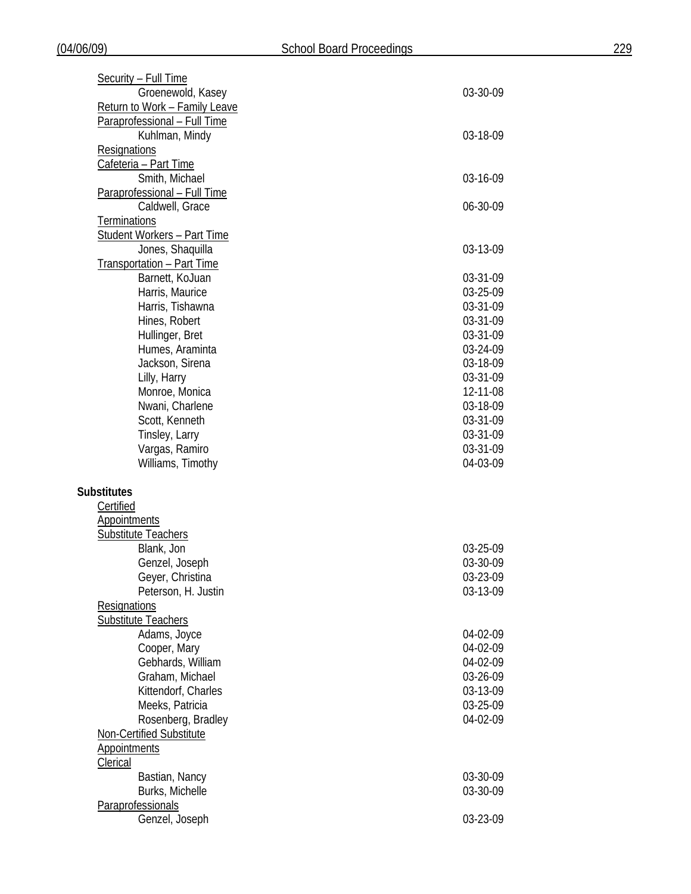Security – Full Time

| | |
|---|---|
| Groenewold, Kasey | 03-30-09 |

Return to Work – Family Leave

Paraprofessional – Full Time

| | |
|---|---|
| Kuhlman, Mindy | 03-18-09 |

Resignations

Cafeteria – Part Time

| | |
|---|---|
| Smith, Michael | 03-16-09 |

Paraprofessional – Full Time

| | |
|---|---|
| Caldwell, Grace | 06-30-09 |

Terminations

Student Workers – Part Time

| | |
|---|---|
| Jones, Shaquilla | 03-13-09 |

Transportation – Part Time

| | |
|---|---|
| Barnett, KoJuan | 03-31-09 |
| Harris, Maurice | 03-25-09 |
| Harris, Tishawna | 03-31-09 |
| Hines, Robert | 03-31-09 |
| Hullinger, Bret | 03-31-09 |
| Humes, Araminta | 03-24-09 |
| Jackson, Sirena | 03-18-09 |
| Lilly, Harry | 03-31-09 |
| Monroe, Monica | 12-11-08 |
| Nwani, Charlene | 03-18-09 |
| Scott, Kenneth | 03-31-09 |
| Tinsley, Larry | 03-31-09 |
| Vargas, Ramiro | 03-31-09 |
| Williams, Timothy | 04-03-09 |

**Substitutes**

Certified

Appointments

Substitute Teachers

| | |
|---|---|
| Blank, Jon | 03-25-09 |
| Genzel, Joseph | 03-30-09 |
| Geyer, Christina | 03-23-09 |
| Peterson, H. Justin | 03-13-09 |

Resignations

Substitute Teachers

| | |
|---|---|
| Adams, Joyce | 04-02-09 |
| Cooper, Mary | 04-02-09 |
| Gebhards, William | 04-02-09 |
| Graham, Michael | 03-26-09 |
| Kittendorf, Charles | 03-13-09 |
| Meeks, Patricia | 03-25-09 |
| Rosenberg, Bradley | 04-02-09 |

Non-Certified Substitute

Appointments

Clerical

| | |
|---|---|
| Bastian, Nancy | 03-30-09 |
| Burks, Michelle | 03-30-09 |

Paraprofessionals

| | |
|---|---|
| Genzel, Joseph | 03-23-09 |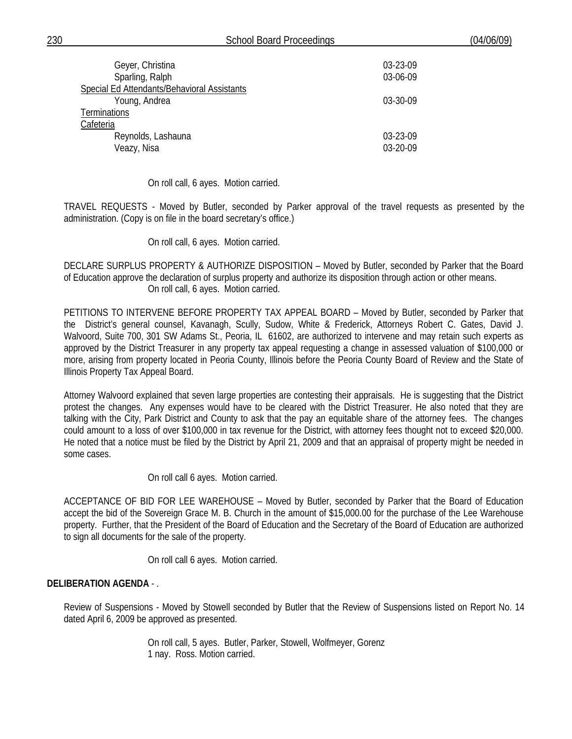| | |
|---|---|
| Geyer, Christina | 03-23-09 |
| Sparling, Ralph | 03-06-09 |
| Special Ed Attendants/Behavioral Assistants | |
| Young, Andrea | 03-30-09 |
| Terminations | |
| Cafeteria | |
| Reynolds, Lashauna | 03-23-09 |
| Veazy, Nisa | 03-20-09 |

On roll call, 6 ayes. Motion carried.

TRAVEL REQUESTS - Moved by Butler, seconded by Parker approval of the travel requests as presented by the administration. (Copy is on file in the board secretary's office.)

On roll call, 6 ayes. Motion carried.

DECLARE SURPLUS PROPERTY & AUTHORIZE DISPOSITION – Moved by Butler, seconded by Parker that the Board of Education approve the declaration of surplus property and authorize its disposition through action or other means.

On roll call, 6 ayes. Motion carried.

PETITIONS TO INTERVENE BEFORE PROPERTY TAX APPEAL BOARD – Moved by Butler, seconded by Parker that the District's general counsel, Kavanagh, Scully, Sudow, White & Frederick, Attorneys Robert C. Gates, David J. Walvoord, Suite 700, 301 SW Adams St., Peoria, IL 61602, are authorized to intervene and may retain such experts as approved by the District Treasurer in any property tax appeal requesting a change in assessed valuation of $100,000 or more, arising from property located in Peoria County, Illinois before the Peoria County Board of Review and the State of Illinois Property Tax Appeal Board.

Attorney Walvoord explained that seven large properties are contesting their appraisals. He is suggesting that the District protest the changes. Any expenses would have to be cleared with the District Treasurer. He also noted that they are talking with the City, Park District and County to ask that the pay an equitable share of the attorney fees. The changes could amount to a loss of over $100,000 in tax revenue for the District, with attorney fees thought not to exceed $20,000. He noted that a notice must be filed by the District by April 21, 2009 and that an appraisal of property might be needed in some cases.

On roll call 6 ayes. Motion carried.

ACCEPTANCE OF BID FOR LEE WAREHOUSE – Moved by Butler, seconded by Parker that the Board of Education accept the bid of the Sovereign Grace M. B. Church in the amount of $15,000.00 for the purchase of the Lee Warehouse property. Further, that the President of the Board of Education and the Secretary of the Board of Education are authorized to sign all documents for the sale of the property.

On roll call 6 ayes. Motion carried.

**DELIBERATION AGENDA** - .

Review of Suspensions - Moved by Stowell seconded by Butler that the Review of Suspensions listed on Report No. 14 dated April 6, 2009 be approved as presented.

On roll call, 5 ayes. Butler, Parker, Stowell, Wolfmeyer, Gorenz
1 nay. Ross. Motion carried.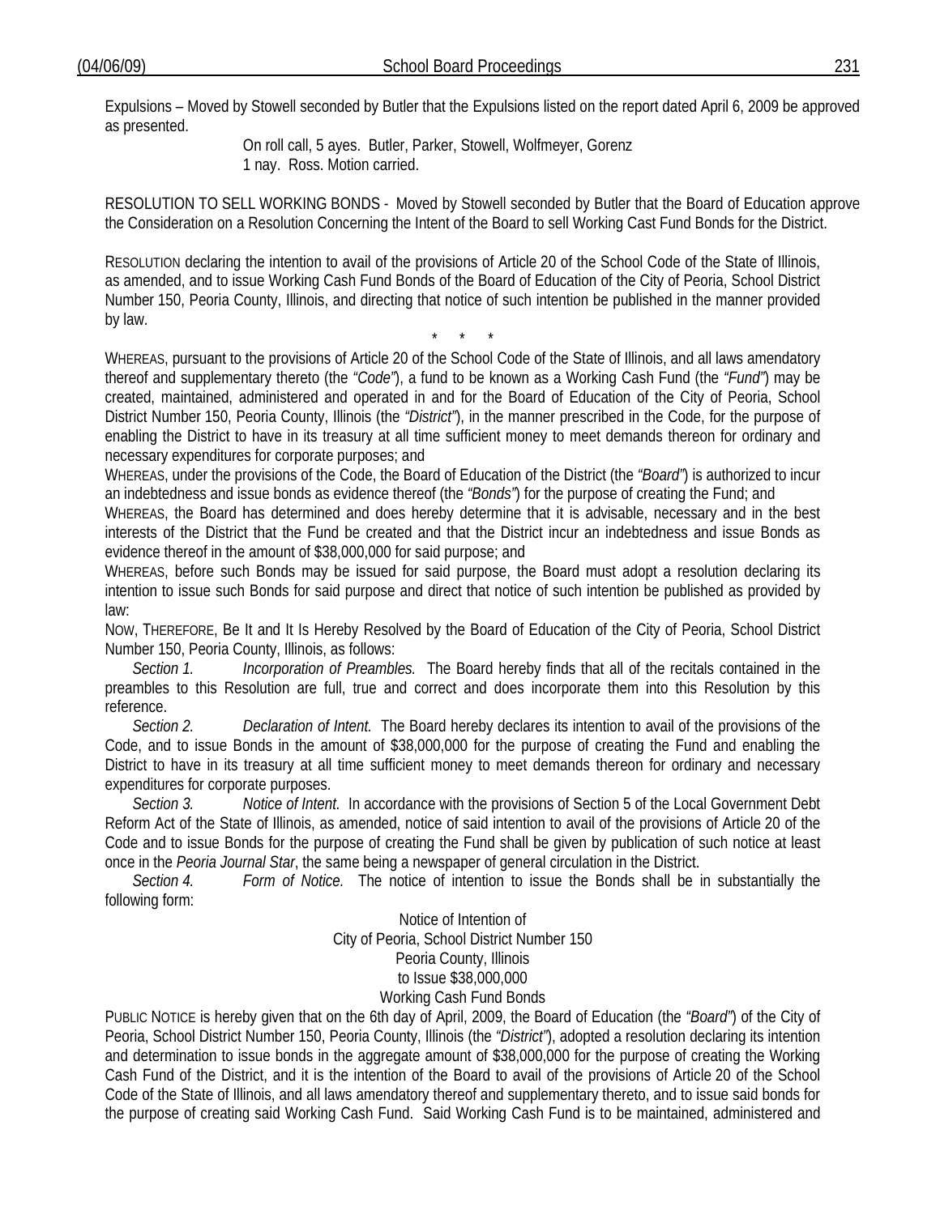Expulsions – Moved by Stowell seconded by Butler that the Expulsions listed on the report dated April 6, 2009 be approved as presented.

On roll call, 5 ayes. Butler, Parker, Stowell, Wolfmeyer, Gorenz
1 nay. Ross. Motion carried.

RESOLUTION TO SELL WORKING BONDS - Moved by Stowell seconded by Butler that the Board of Education approve the Consideration on a Resolution Concerning the Intent of the Board to sell Working Cast Fund Bonds for the District.

RESOLUTION declaring the intention to avail of the provisions of Article 20 of the School Code of the State of Illinois, as amended, and to issue Working Cash Fund Bonds of the Board of Education of the City of Peoria, School District Number 150, Peoria County, Illinois, and directing that notice of such intention be published in the manner provided by law.

\* \* \*

WHEREAS, pursuant to the provisions of Article 20 of the School Code of the State of Illinois, and all laws amendatory thereof and supplementary thereto (the *"Code"*), a fund to be known as a Working Cash Fund (the *"Fund"*) may be created, maintained, administered and operated in and for the Board of Education of the City of Peoria, School District Number 150, Peoria County, Illinois (the *"District"*), in the manner prescribed in the Code, for the purpose of enabling the District to have in its treasury at all time sufficient money to meet demands thereon for ordinary and necessary expenditures for corporate purposes; and

WHEREAS, under the provisions of the Code, the Board of Education of the District (the *"Board"*) is authorized to incur an indebtedness and issue bonds as evidence thereof (the *"Bonds"*) for the purpose of creating the Fund; and

WHEREAS, the Board has determined and does hereby determine that it is advisable, necessary and in the best interests of the District that the Fund be created and that the District incur an indebtedness and issue Bonds as evidence thereof in the amount of $38,000,000 for said purpose; and

WHEREAS, before such Bonds may be issued for said purpose, the Board must adopt a resolution declaring its intention to issue such Bonds for said purpose and direct that notice of such intention be published as provided by law:

NOW, THEREFORE, Be It and It Is Hereby Resolved by the Board of Education of the City of Peoria, School District Number 150, Peoria County, Illinois, as follows:

*Section 1. Incorporation of Preambles.* The Board hereby finds that all of the recitals contained in the preambles to this Resolution are full, true and correct and does incorporate them into this Resolution by this reference.

*Section 2. Declaration of Intent.* The Board hereby declares its intention to avail of the provisions of the Code, and to issue Bonds in the amount of $38,000,000 for the purpose of creating the Fund and enabling the District to have in its treasury at all time sufficient money to meet demands thereon for ordinary and necessary expenditures for corporate purposes.

*Section 3. Notice of Intent.* In accordance with the provisions of Section 5 of the Local Government Debt Reform Act of the State of Illinois, as amended, notice of said intention to avail of the provisions of Article 20 of the Code and to issue Bonds for the purpose of creating the Fund shall be given by publication of such notice at least once in the *Peoria Journal Star*, the same being a newspaper of general circulation in the District.

*Section 4. Form of Notice.* The notice of intention to issue the Bonds shall be in substantially the following form:

Notice of Intention of
City of Peoria, School District Number 150
Peoria County, Illinois
to Issue $38,000,000
Working Cash Fund Bonds

PUBLIC NOTICE is hereby given that on the 6th day of April, 2009, the Board of Education (the *"Board"*) of the City of Peoria, School District Number 150, Peoria County, Illinois (the *"District"*), adopted a resolution declaring its intention and determination to issue bonds in the aggregate amount of $38,000,000 for the purpose of creating the Working Cash Fund of the District, and it is the intention of the Board to avail of the provisions of Article 20 of the School Code of the State of Illinois, and all laws amendatory thereof and supplementary thereto, and to issue said bonds for the purpose of creating said Working Cash Fund. Said Working Cash Fund is to be maintained, administered and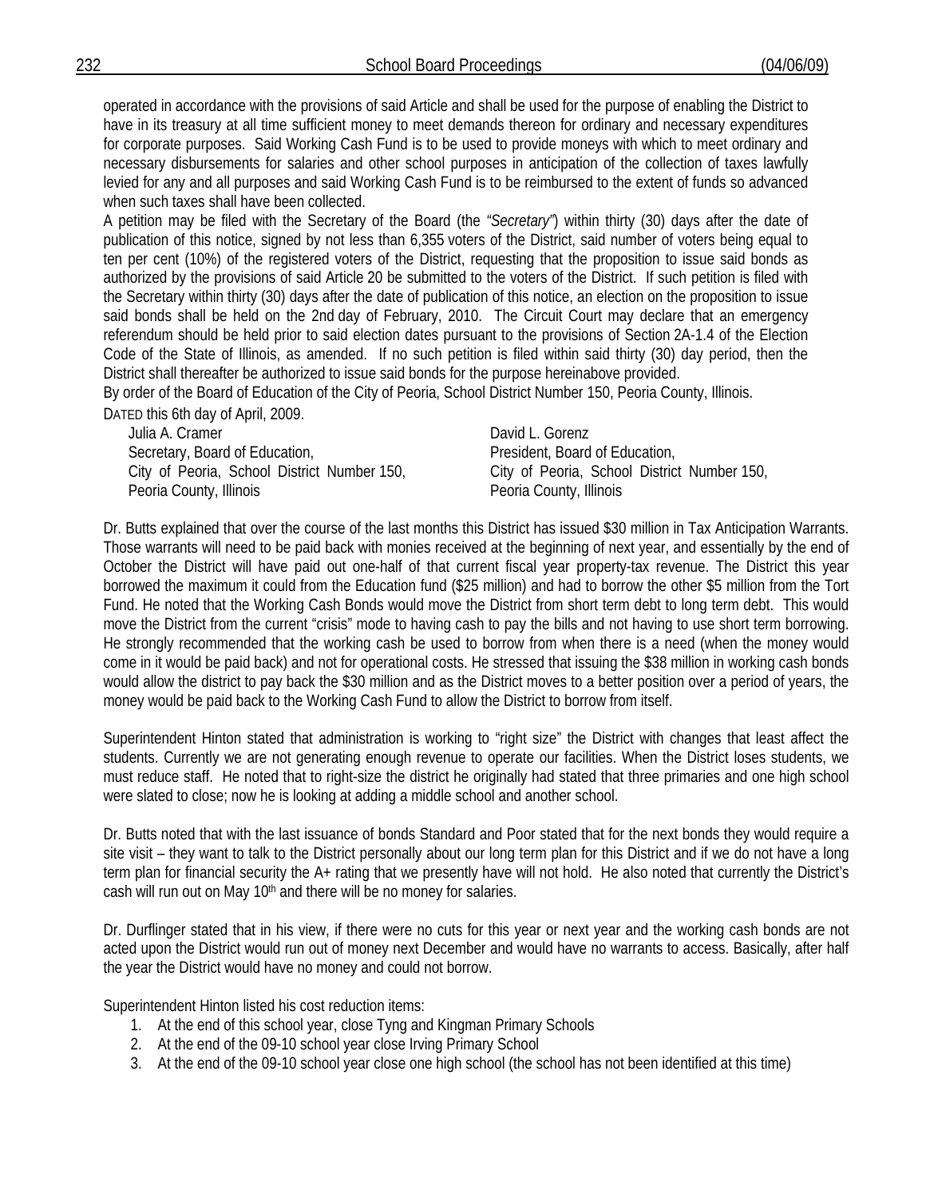operated in accordance with the provisions of said Article and shall be used for the purpose of enabling the District to have in its treasury at all time sufficient money to meet demands thereon for ordinary and necessary expenditures for corporate purposes. Said Working Cash Fund is to be used to provide moneys with which to meet ordinary and necessary disbursements for salaries and other school purposes in anticipation of the collection of taxes lawfully levied for any and all purposes and said Working Cash Fund is to be reimbursed to the extent of funds so advanced when such taxes shall have been collected.

A petition may be filed with the Secretary of the Board (the *"Secretary"*) within thirty (30) days after the date of publication of this notice, signed by not less than 6,355 voters of the District, said number of voters being equal to ten per cent (10%) of the registered voters of the District, requesting that the proposition to issue said bonds as authorized by the provisions of said Article 20 be submitted to the voters of the District. If such petition is filed with the Secretary within thirty (30) days after the date of publication of this notice, an election on the proposition to issue said bonds shall be held on the 2nd day of February, 2010. The Circuit Court may declare that an emergency referendum should be held prior to said election dates pursuant to the provisions of Section 2A-1.4 of the Election Code of the State of Illinois, as amended. If no such petition is filed within said thirty (30) day period, then the District shall thereafter be authorized to issue said bonds for the purpose hereinabove provided.

By order of the Board of Education of the City of Peoria, School District Number 150, Peoria County, Illinois.

DATED this 6th day of April, 2009.

Julia A. Cramer
Secretary, Board of Education,
City of Peoria, School District Number 150,
Peoria County, Illinois

David L. Gorenz
President, Board of Education,
City of Peoria, School District Number 150,
Peoria County, Illinois

Dr. Butts explained that over the course of the last months this District has issued \$30 million in Tax Anticipation Warrants. Those warrants will need to be paid back with monies received at the beginning of next year, and essentially by the end of October the District will have paid out one-half of that current fiscal year property-tax revenue. The District this year borrowed the maximum it could from the Education fund (\$25 million) and had to borrow the other \$5 million from the Tort Fund. He noted that the Working Cash Bonds would move the District from short term debt to long term debt. This would move the District from the current "crisis" mode to having cash to pay the bills and not having to use short term borrowing. He strongly recommended that the working cash be used to borrow from when there is a need (when the money would come in it would be paid back) and not for operational costs. He stressed that issuing the \$38 million in working cash bonds would allow the district to pay back the \$30 million and as the District moves to a better position over a period of years, the money would be paid back to the Working Cash Fund to allow the District to borrow from itself.

Superintendent Hinton stated that administration is working to "right size" the District with changes that least affect the students. Currently we are not generating enough revenue to operate our facilities. When the District loses students, we must reduce staff. He noted that to right-size the district he originally had stated that three primaries and one high school were slated to close; now he is looking at adding a middle school and another school.

Dr. Butts noted that with the last issuance of bonds Standard and Poor stated that for the next bonds they would require a site visit – they want to talk to the District personally about our long term plan for this District and if we do not have a long term plan for financial security the A+ rating that we presently have will not hold. He also noted that currently the District's cash will run out on May 10th and there will be no money for salaries.

Dr. Durflinger stated that in his view, if there were no cuts for this year or next year and the working cash bonds are not acted upon the District would run out of money next December and would have no warrants to access. Basically, after half the year the District would have no money and could not borrow.

Superintendent Hinton listed his cost reduction items:

1. At the end of this school year, close Tyng and Kingman Primary Schools
2. At the end of the 09-10 school year close Irving Primary School
3. At the end of the 09-10 school year close one high school (the school has not been identified at this time)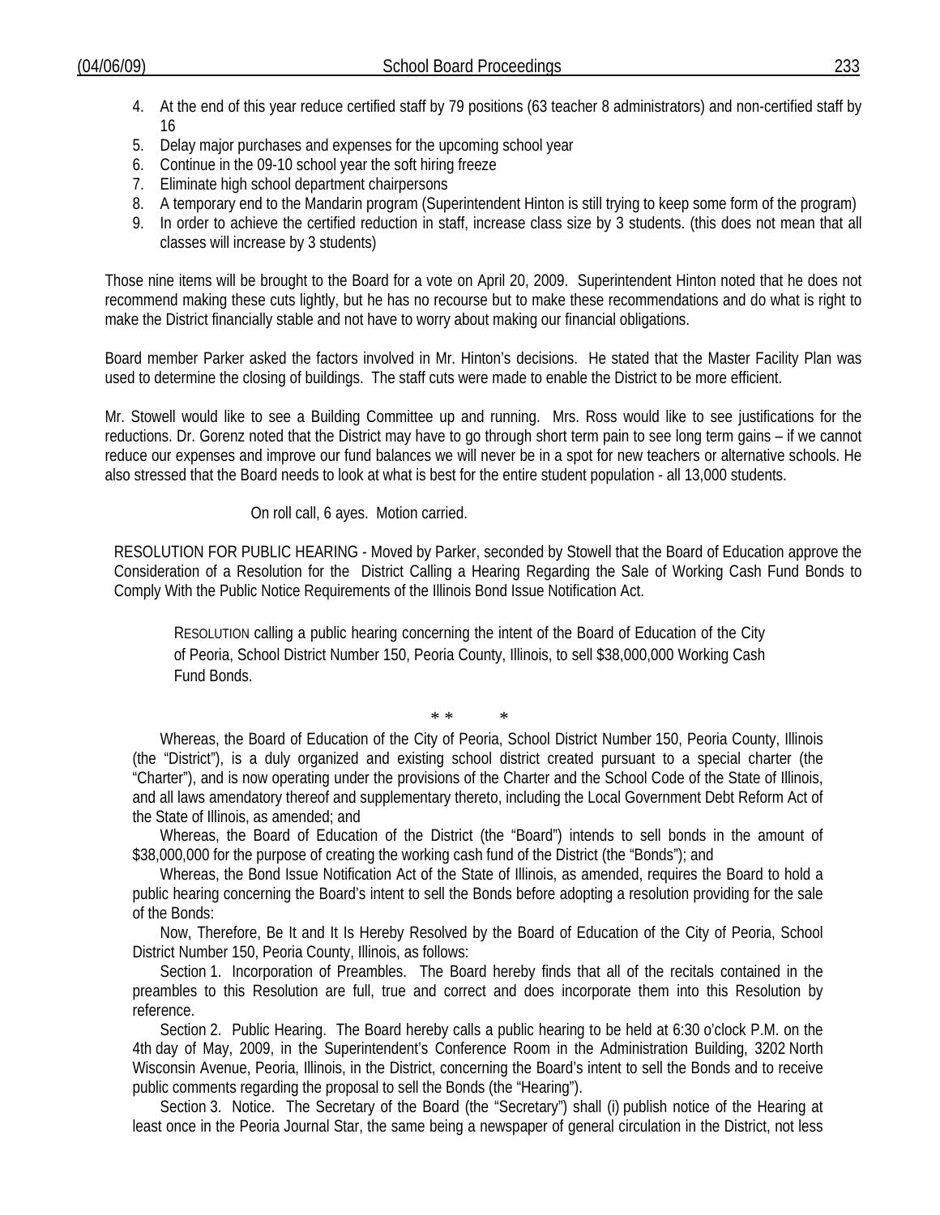4. At the end of this year reduce certified staff by 79 positions (63 teacher 8 administrators) and non-certified staff by 16
5. Delay major purchases and expenses for the upcoming school year
6. Continue in the 09-10 school year the soft hiring freeze
7. Eliminate high school department chairpersons
8. A temporary end to the Mandarin program (Superintendent Hinton is still trying to keep some form of the program)
9. In order to achieve the certified reduction in staff, increase class size by 3 students. (this does not mean that all classes will increase by 3 students)

Those nine items will be brought to the Board for a vote on April 20, 2009. Superintendent Hinton noted that he does not recommend making these cuts lightly, but he has no recourse but to make these recommendations and do what is right to make the District financially stable and not have to worry about making our financial obligations.

Board member Parker asked the factors involved in Mr. Hinton's decisions. He stated that the Master Facility Plan was used to determine the closing of buildings. The staff cuts were made to enable the District to be more efficient.

Mr. Stowell would like to see a Building Committee up and running. Mrs. Ross would like to see justifications for the reductions. Dr. Gorenz noted that the District may have to go through short term pain to see long term gains – if we cannot reduce our expenses and improve our fund balances we will never be in a spot for new teachers or alternative schools. He also stressed that the Board needs to look at what is best for the entire student population - all 13,000 students.

On roll call, 6 ayes. Motion carried.

RESOLUTION FOR PUBLIC HEARING - Moved by Parker, seconded by Stowell that the Board of Education approve the Consideration of a Resolution for the District Calling a Hearing Regarding the Sale of Working Cash Fund Bonds to Comply With the Public Notice Requirements of the Illinois Bond Issue Notification Act.

RESOLUTION calling a public hearing concerning the intent of the Board of Education of the City of Peoria, School District Number 150, Peoria County, Illinois, to sell $38,000,000 Working Cash Fund Bonds.

\* \* \*

Whereas, the Board of Education of the City of Peoria, School District Number 150, Peoria County, Illinois (the "District"), is a duly organized and existing school district created pursuant to a special charter (the "Charter"), and is now operating under the provisions of the Charter and the School Code of the State of Illinois, and all laws amendatory thereof and supplementary thereto, including the Local Government Debt Reform Act of the State of Illinois, as amended; and

Whereas, the Board of Education of the District (the "Board") intends to sell bonds in the amount of $38,000,000 for the purpose of creating the working cash fund of the District (the "Bonds"); and

Whereas, the Bond Issue Notification Act of the State of Illinois, as amended, requires the Board to hold a public hearing concerning the Board's intent to sell the Bonds before adopting a resolution providing for the sale of the Bonds:

Now, Therefore, Be It and It Is Hereby Resolved by the Board of Education of the City of Peoria, School District Number 150, Peoria County, Illinois, as follows:

Section 1. Incorporation of Preambles. The Board hereby finds that all of the recitals contained in the preambles to this Resolution are full, true and correct and does incorporate them into this Resolution by reference.

Section 2. Public Hearing. The Board hereby calls a public hearing to be held at 6:30 o'clock P.M. on the 4th day of May, 2009, in the Superintendent's Conference Room in the Administration Building, 3202 North Wisconsin Avenue, Peoria, Illinois, in the District, concerning the Board's intent to sell the Bonds and to receive public comments regarding the proposal to sell the Bonds (the "Hearing").

Section 3. Notice. The Secretary of the Board (the "Secretary") shall (i) publish notice of the Hearing at least once in the Peoria Journal Star, the same being a newspaper of general circulation in the District, not less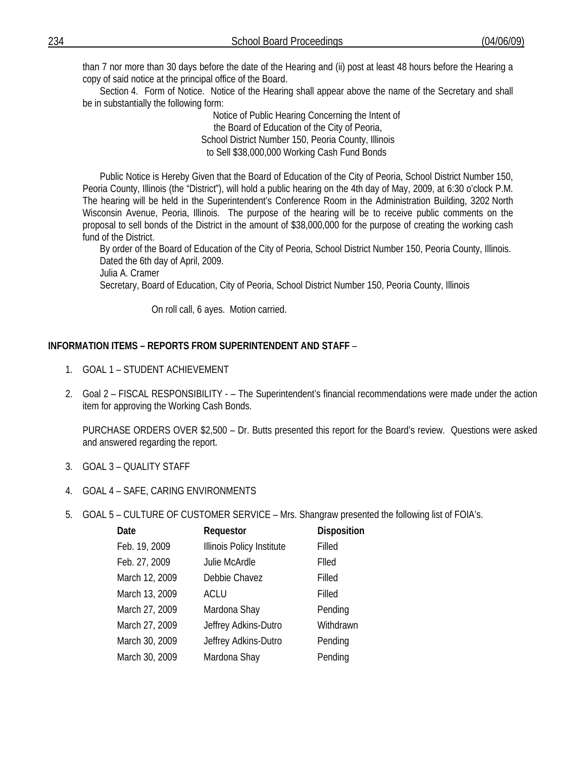than 7 nor more than 30 days before the date of the Hearing and (ii) post at least 48 hours before the Hearing a copy of said notice at the principal office of the Board.

Section 4. Form of Notice. Notice of the Hearing shall appear above the name of the Secretary and shall be in substantially the following form:

Notice of Public Hearing Concerning the Intent of
the Board of Education of the City of Peoria,
School District Number 150, Peoria County, Illinois
to Sell $38,000,000 Working Cash Fund Bonds

Public Notice is Hereby Given that the Board of Education of the City of Peoria, School District Number 150, Peoria County, Illinois (the "District"), will hold a public hearing on the 4th day of May, 2009, at 6:30 o'clock P.M. The hearing will be held in the Superintendent's Conference Room in the Administration Building, 3202 North Wisconsin Avenue, Peoria, Illinois. The purpose of the hearing will be to receive public comments on the proposal to sell bonds of the District in the amount of $38,000,000 for the purpose of creating the working cash fund of the District.

By order of the Board of Education of the City of Peoria, School District Number 150, Peoria County, Illinois.

Dated the 6th day of April, 2009.

Julia A. Cramer

Secretary, Board of Education, City of Peoria, School District Number 150, Peoria County, Illinois

On roll call, 6 ayes. Motion carried.

**INFORMATION ITEMS – REPORTS FROM SUPERINTENDENT AND STAFF** –

1. GOAL 1 – STUDENT ACHIEVEMENT

2. Goal 2 – FISCAL RESPONSIBILITY - – The Superintendent's financial recommendations were made under the action item for approving the Working Cash Bonds.

   PURCHASE ORDERS OVER $2,500 – Dr. Butts presented this report for the Board's review. Questions were asked and answered regarding the report.

3. GOAL 3 – QUALITY STAFF

4. GOAL 4 – SAFE, CARING ENVIRONMENTS

5. GOAL 5 – CULTURE OF CUSTOMER SERVICE – Mrs. Shangraw presented the following list of FOIA's.

| Date | Requestor | Disposition |
|---|---|---|
| Feb. 19, 2009 | Illinois Policy Institute | Filled |
| Feb. 27, 2009 | Julie McArdle | Flled |
| March 12, 2009 | Debbie Chavez | Filled |
| March 13, 2009 | ACLU | Filled |
| March 27, 2009 | Mardona Shay | Pending |
| March 27, 2009 | Jeffrey Adkins-Dutro | Withdrawn |
| March 30, 2009 | Jeffrey Adkins-Dutro | Pending |
| March 30, 2009 | Mardona Shay | Pending |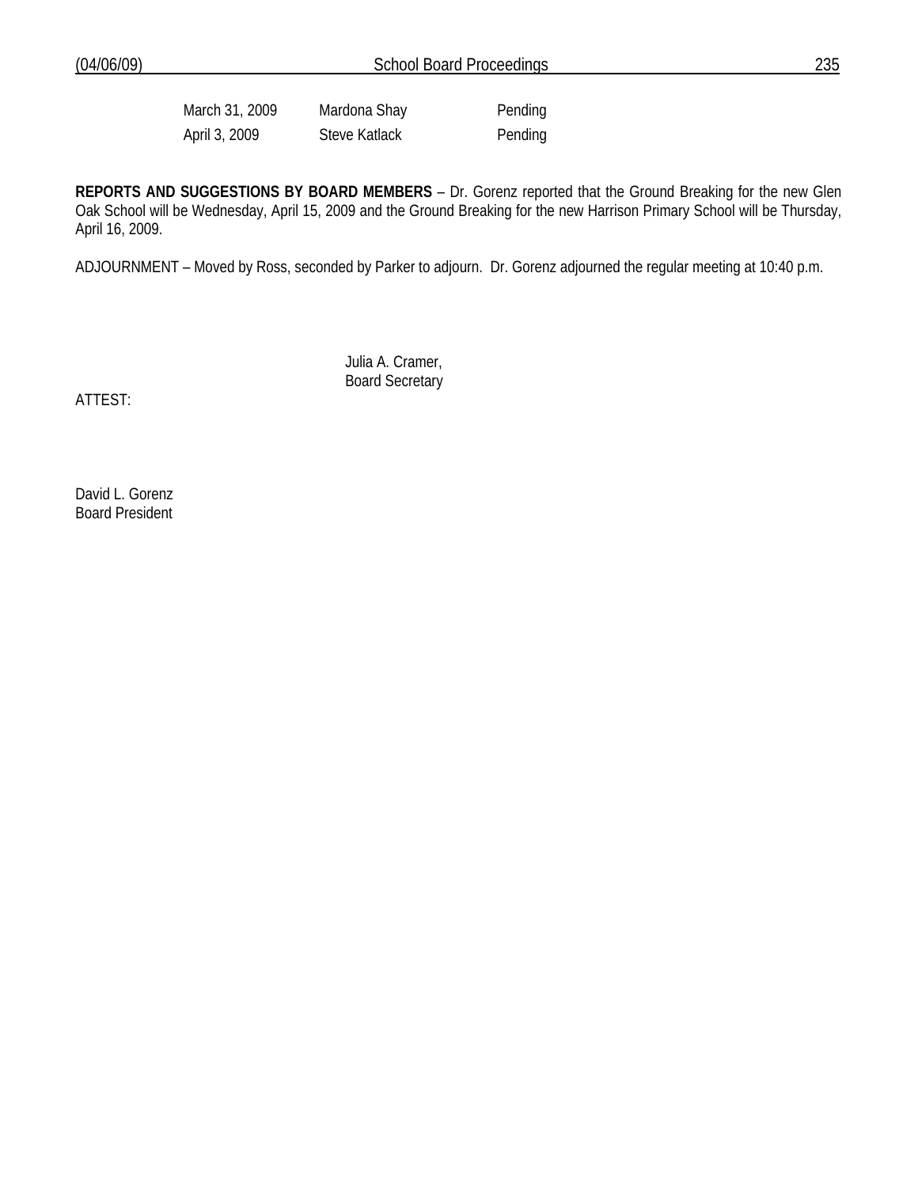| | | |
|---|---|---|
| March 31, 2009 | Mardona Shay | Pending |
| April 3, 2009 | Steve Katlack | Pending |

**REPORTS AND SUGGESTIONS BY BOARD MEMBERS** – Dr. Gorenz reported that the Ground Breaking for the new Glen Oak School will be Wednesday, April 15, 2009 and the Ground Breaking for the new Harrison Primary School will be Thursday, April 16, 2009.

ADJOURNMENT – Moved by Ross, seconded by Parker to adjourn. Dr. Gorenz adjourned the regular meeting at 10:40 p.m.

Julia A. Cramer,
Board Secretary

ATTEST:

David L. Gorenz
Board President